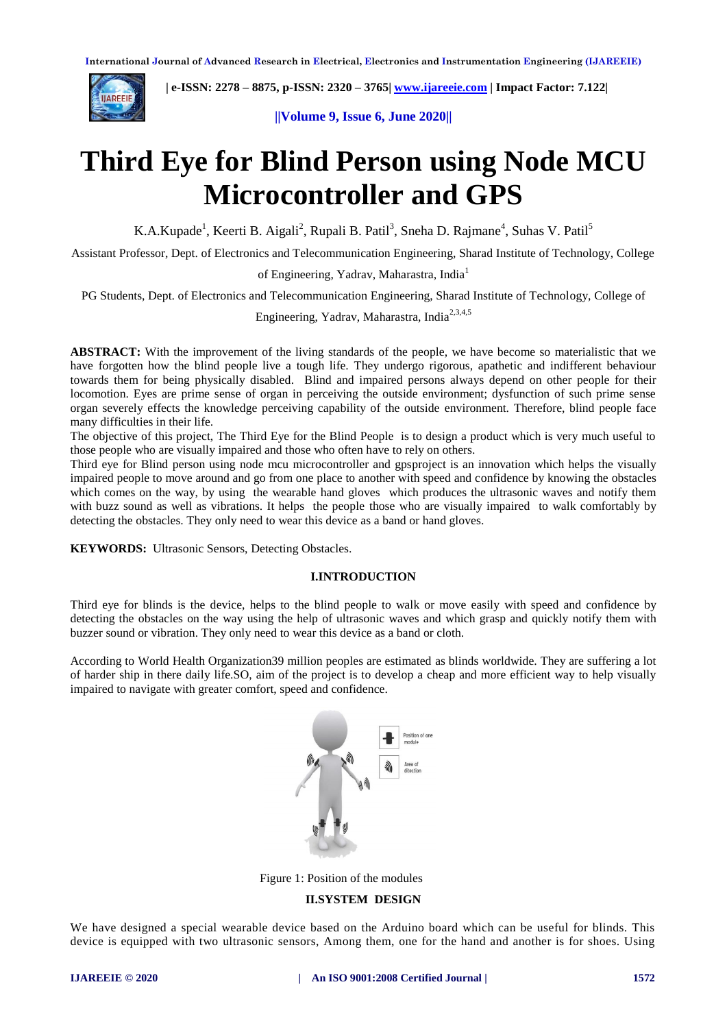# Third Eye for Blind Person using Node MCU Microcontroller and GPS

K.A.Kupade[1], Keerti B. Aigali[2], Rupali B. Patil[3], Sneha D. Rajmane[4], Suhas V. Patil[5]

Assistant Professor, Dept. of Electronics and Telecommunication Engineering, Sharad Institute of Technology, College of Engineering, Yadrav, Maharastra, India[1]

PG Students, Dept. of Electronics and Telecommunication Engineering, Sharad Institute of Technology, College of Engineering, Yadrav, Maharastra, India[2,3,4,5]

**ABSTRACT:** With the improvement of the living standards of the people, we have become so materialistic that we have forgotten how the blind people live a tough life. They undergo rigorous, apathetic and indifferent behaviour towards them for being physically disabled. Blind and impaired persons always depend on other people for their locomotion. Eyes are prime sense of organ in perceiving the outside environment; dysfunction of such prime sense organ severely effects the knowledge perceiving capability of the outside environment. Therefore, blind people face many difficulties in their life.

The objective of this project, The Third Eye for the Blind People is to design a product which is very much useful to those people who are visually impaired and those who often have to rely on others.

Third eye for Blind person using node mcu microcontroller and gpsproject is an innovation which helps the visually impaired people to move around and go from one place to another with speed and confidence by knowing the obstacles which comes on the way, by using the wearable hand gloves which produces the ultrasonic waves and notify them with buzz sound as well as vibrations. It helps the people those who are visually impaired to walk comfortably by detecting the obstacles. They only need to wear this device as a band or hand gloves.

**KEYWORDS:** Ultrasonic Sensors, Detecting Obstacles.

## I.INTRODUCTION

Third eye for blinds is the device, helps to the blind people to walk or move easily with speed and confidence by detecting the obstacles on the way using the help of ultrasonic waves and which grasp and quickly notify them with buzzer sound or vibration. They only need to wear this device as a band or cloth.

According to World Health Organization39 million peoples are estimated as blinds worldwide. They are suffering a lot of harder ship in there daily life.SO, aim of the project is to develop a cheap and more efficient way to help visually impaired to navigate with greater comfort, speed and confidence.

Position of one module

Area of dilection

Figure 1: Position of the modules

## II.SYSTEM DESIGN

We have designed a special wearable device based on the Arduino board which can be useful for blinds. This device is equipped with two ultrasonic sensors, Among them, one for the hand and another is for shoes. Using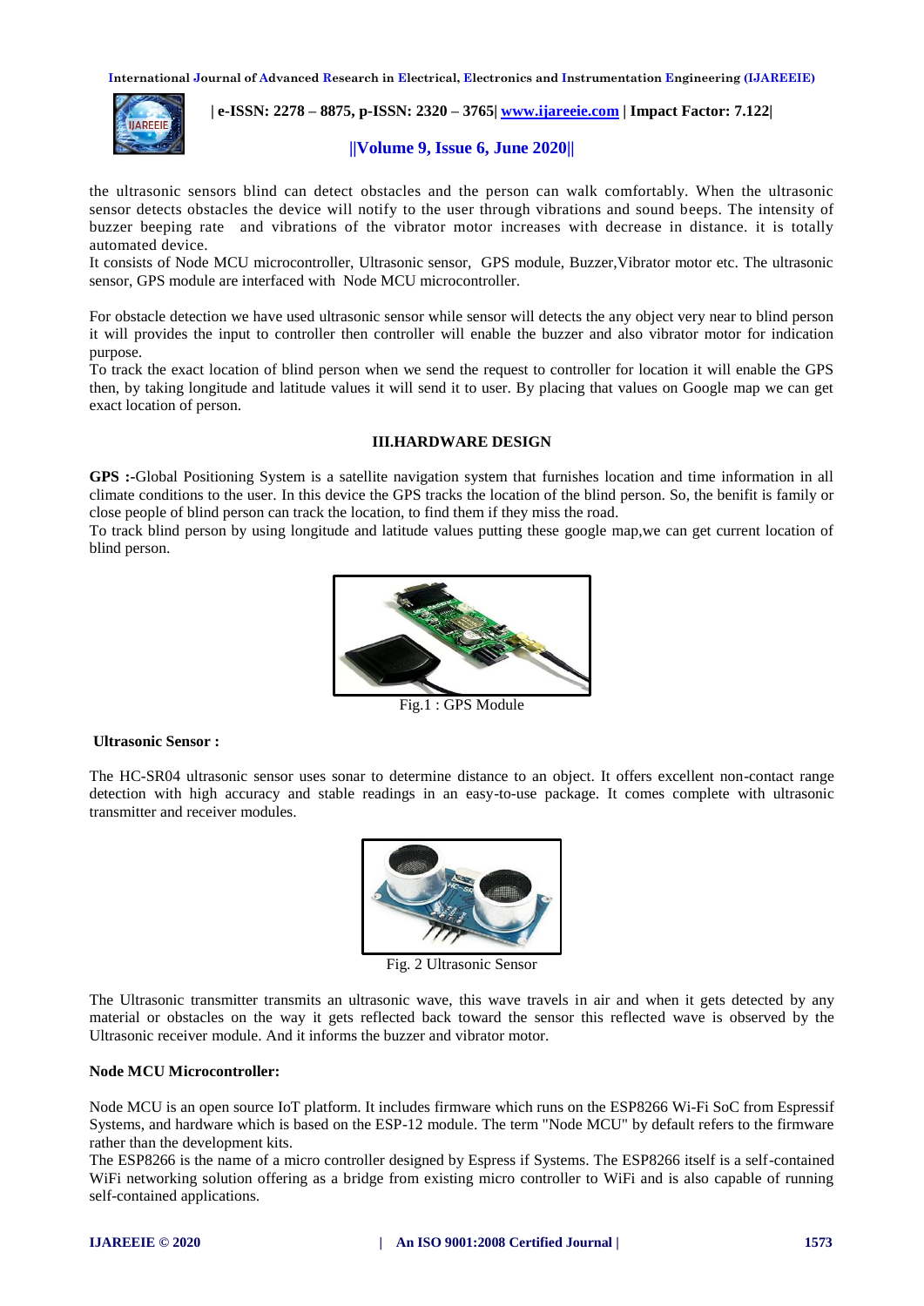the ultrasonic sensors blind can detect obstacles and the person can walk comfortably. When the ultrasonic sensor detects obstacles the device will notify to the user through vibrations and sound beeps. The intensity of buzzer beeping rate and vibrations of the vibrator motor increases with decrease in distance. it is totally automated device.
It consists of Node MCU microcontroller, Ultrasonic sensor, GPS module, Buzzer,Vibrator motor etc. The ultrasonic sensor, GPS module are interfaced with Node MCU microcontroller.

For obstacle detection we have used ultrasonic sensor while sensor will detects the any object very near to blind person it will provides the input to controller then controller will enable the buzzer and also vibrator motor for indication purpose.
To track the exact location of blind person when we send the request to controller for location it will enable the GPS then, by taking longitude and latitude values it will send it to user. By placing that values on Google map we can get exact location of person.

## III.HARDWARE DESIGN

**GPS :-**Global Positioning System is a satellite navigation system that furnishes location and time information in all climate conditions to the user. In this device the GPS tracks the location of the blind person. So, the benifit is family or close people of blind person can track the location, to find them if they miss the road.
To track blind person by using longitude and latitude values putting these google map,we can get current location of blind person.

Fig.1 : GPS Module

**Ultrasonic Sensor :**

The HC-SR04 ultrasonic sensor uses sonar to determine distance to an object. It offers excellent non-contact range detection with high accuracy and stable readings in an easy-to-use package. It comes complete with ultrasonic transmitter and receiver modules.

Fig. 2 Ultrasonic Sensor

The Ultrasonic transmitter transmits an ultrasonic wave, this wave travels in air and when it gets detected by any material or obstacles on the way it gets reflected back toward the sensor this reflected wave is observed by the Ultrasonic receiver module. And it informs the buzzer and vibrator motor.

**Node MCU Microcontroller:**

Node MCU is an open source IoT platform. It includes firmware which runs on the ESP8266 Wi-Fi SoC from Espressif Systems, and hardware which is based on the ESP-12 module. The term "Node MCU" by default refers to the firmware rather than the development kits.
The ESP8266 is the name of a micro controller designed by Espress if Systems. The ESP8266 itself is a self-contained WiFi networking solution offering as a bridge from existing micro controller to WiFi and is also capable of running self-contained applications.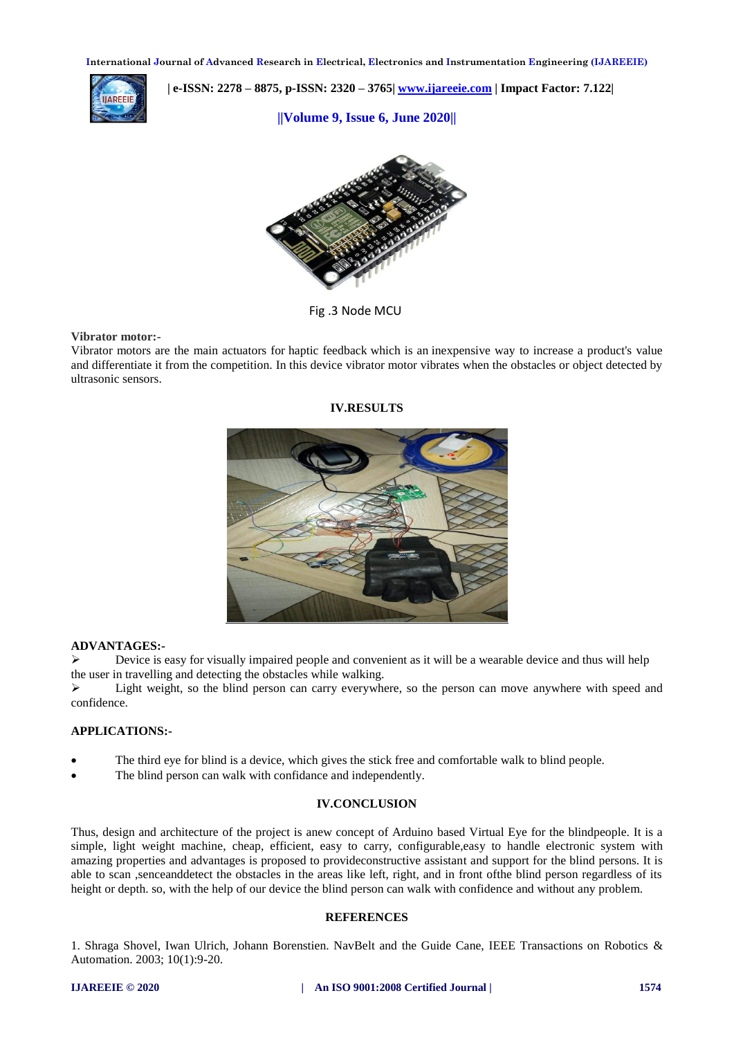Fig .3 Node MCU

**Vibrator motor:-**

Vibrator motors are the main actuators for haptic feedback which is an inexpensive way to increase a product's value and differentiate it from the competition. In this device vibrator motor vibrates when the obstacles or object detected by ultrasonic sensors.

## IV.RESULTS

**ADVANTAGES:-**

- Device is easy for visually impaired people and convenient as it will be a wearable device and thus will help the user in travelling and detecting the obstacles while walking.
- Light weight, so the blind person can carry everywhere, so the person can move anywhere with speed and confidence.

**APPLICATIONS:-**

- The third eye for blind is a device, which gives the stick free and comfortable walk to blind people.
- The blind person can walk with confidance and independently.

## IV.CONCLUSION

Thus, design and architecture of the project is anew concept of Arduino based Virtual Eye for the blindpeople. It is a simple, light weight machine, cheap, efficient, easy to carry, configurable,easy to handle electronic system with amazing properties and advantages is proposed to provideconstructive assistant and support for the blind persons. It is able to scan ,senceanddetect the obstacles in the areas like left, right, and in front ofthe blind person regardless of its height or depth. so, with the help of our device the blind person can walk with confidence and without any problem.

## REFERENCES

1. Shraga Shovel, Iwan Ulrich, Johann Borenstien. NavBelt and the Guide Cane, IEEE Transactions on Robotics & Automation. 2003; 10(1):9-20.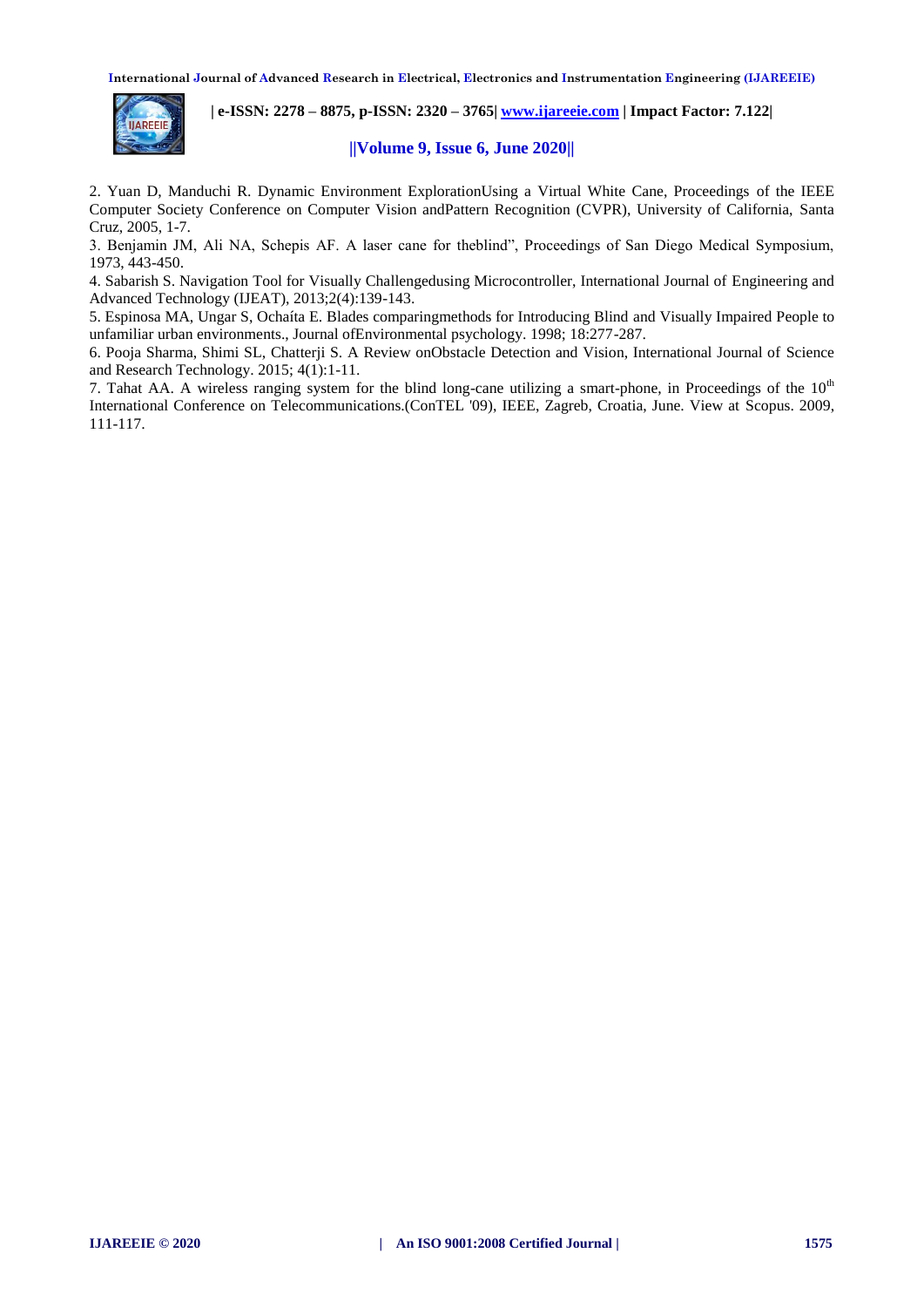2. Yuan D, Manduchi R. Dynamic Environment ExplorationUsing a Virtual White Cane, Proceedings of the IEEE Computer Society Conference on Computer Vision andPattern Recognition (CVPR), University of California, Santa Cruz, 2005, 1-7.

3. Benjamin JM, Ali NA, Schepis AF. A laser cane for theblind", Proceedings of San Diego Medical Symposium, 1973, 443-450.

4. Sabarish S. Navigation Tool for Visually Challengedusing Microcontroller, International Journal of Engineering and Advanced Technology (IJEAT), 2013;2(4):139-143.

5. Espinosa MA, Ungar S, Ochaíta E. Blades comparingmethods for Introducing Blind and Visually Impaired People to unfamiliar urban environments., Journal ofEnvironmental psychology. 1998; 18:277-287.

6. Pooja Sharma, Shimi SL, Chatterji S. A Review onObstacle Detection and Vision, International Journal of Science and Research Technology. 2015; 4(1):1-11.

7. Tahat AA. A wireless ranging system for the blind long-cane utilizing a smart-phone, in Proceedings of the 10th International Conference on Telecommunications.(ConTEL '09), IEEE, Zagreb, Croatia, June. View at Scopus. 2009, 111-117.